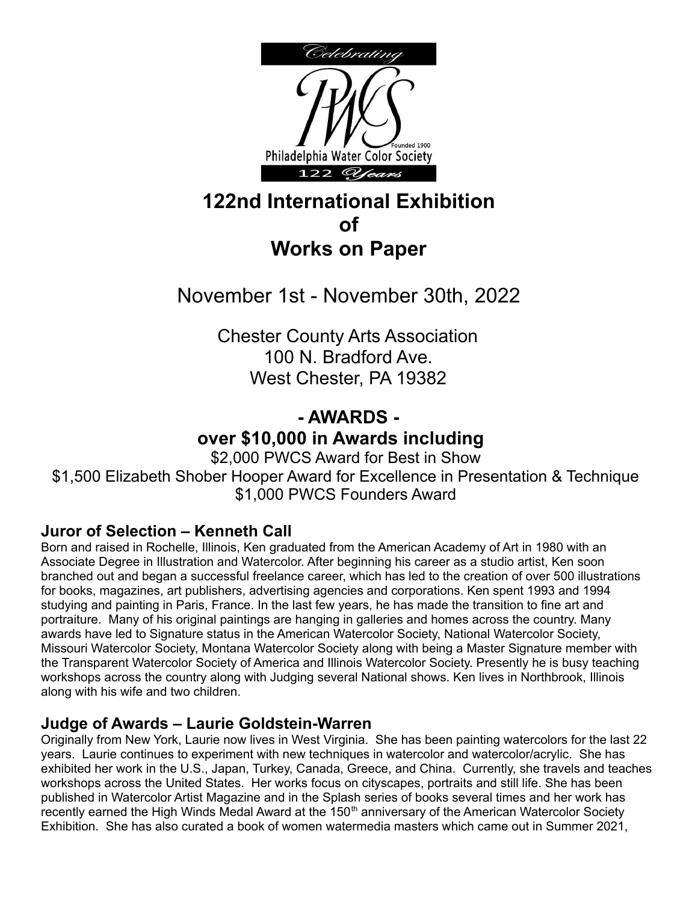Celebrating

PWCS

Founded 1900

Philadelphia Water Color Society

122 Years

# 122nd International Exhibition of Works on Paper

November 1st - November 30th, 2022

Chester County Arts Association
100 N. Bradford Ave.
West Chester, PA 19382

## - AWARDS -
## over $10,000 in Awards including

$2,000 PWCS Award for Best in Show
$1,500 Elizabeth Shober Hooper Award for Excellence in Presentation & Technique
$1,000 PWCS Founders Award

### Juror of Selection – Kenneth Call

Born and raised in Rochelle, Illinois, Ken graduated from the American Academy of Art in 1980 with an Associate Degree in Illustration and Watercolor. After beginning his career as a studio artist, Ken soon branched out and began a successful freelance career, which has led to the creation of over 500 illustrations for books, magazines, art publishers, advertising agencies and corporations. Ken spent 1993 and 1994 studying and painting in Paris, France. In the last few years, he has made the transition to fine art and portraiture. Many of his original paintings are hanging in galleries and homes across the country. Many awards have led to Signature status in the American Watercolor Society, National Watercolor Society, Missouri Watercolor Society, Montana Watercolor Society along with being a Master Signature member with the Transparent Watercolor Society of America and Illinois Watercolor Society. Presently he is busy teaching workshops across the country along with Judging several National shows. Ken lives in Northbrook, Illinois along with his wife and two children.

### Judge of Awards – Laurie Goldstein-Warren

Originally from New York, Laurie now lives in West Virginia. She has been painting watercolors for the last 22 years. Laurie continues to experiment with new techniques in watercolor and watercolor/acrylic. She has exhibited her work in the U.S., Japan, Turkey, Canada, Greece, and China. Currently, she travels and teaches workshops across the United States. Her works focus on cityscapes, portraits and still life. She has been published in Watercolor Artist Magazine and in the Splash series of books several times and her work has recently earned the High Winds Medal Award at the 150th anniversary of the American Watercolor Society Exhibition. She has also curated a book of women watermedia masters which came out in Summer 2021,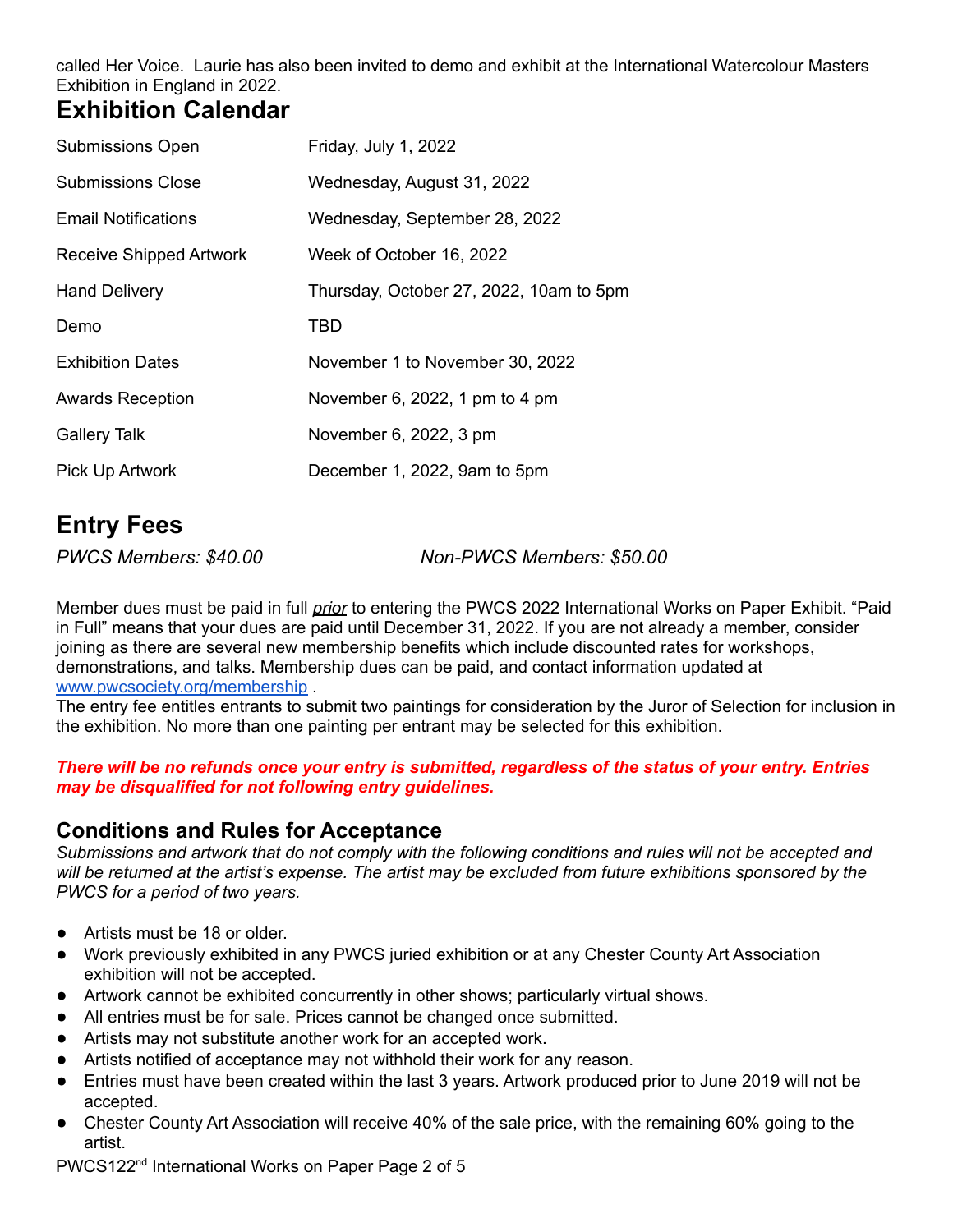called Her Voice. Laurie has also been invited to demo and exhibit at the International Watercolour Masters Exhibition in England in 2022.

# Exhibition Calendar

| | |
|---|---|
| Submissions Open | Friday, July 1, 2022 |
| Submissions Close | Wednesday, August 31, 2022 |
| Email Notifications | Wednesday, September 28, 2022 |
| Receive Shipped Artwork | Week of October 16, 2022 |
| Hand Delivery | Thursday, October 27, 2022, 10am to 5pm |
| Demo | TBD |
| Exhibition Dates | November 1 to November 30, 2022 |
| Awards Reception | November 6, 2022, 1 pm to 4 pm |
| Gallery Talk | November 6, 2022, 3 pm |
| Pick Up Artwork | December 1, 2022, 9am to 5pm |

# Entry Fees

*PWCS Members: $40.00* *Non-PWCS Members: $50.00*

Member dues must be paid in full ***prior*** to entering the PWCS 2022 International Works on Paper Exhibit. "Paid in Full" means that your dues are paid until December 31, 2022. If you are not already a member, consider joining as there are several new membership benefits which include discounted rates for workshops, demonstrations, and talks. Membership dues can be paid, and contact information updated at www.pwcsociety.org/membership .

The entry fee entitles entrants to submit two paintings for consideration by the Juror of Selection for inclusion in the exhibition. No more than one painting per entrant may be selected for this exhibition.

***There will be no refunds once your entry is submitted, regardless of the status of your entry. Entries may be disqualified for not following entry guidelines.***

## Conditions and Rules for Acceptance

*Submissions and artwork that do not comply with the following conditions and rules will not be accepted and will be returned at the artist's expense. The artist may be excluded from future exhibitions sponsored by the PWCS for a period of two years.*

- Artists must be 18 or older.
- Work previously exhibited in any PWCS juried exhibition or at any Chester County Art Association exhibition will not be accepted.
- Artwork cannot be exhibited concurrently in other shows; particularly virtual shows.
- All entries must be for sale. Prices cannot be changed once submitted.
- Artists may not substitute another work for an accepted work.
- Artists notified of acceptance may not withhold their work for any reason.
- Entries must have been created within the last 3 years. Artwork produced prior to June 2019 will not be accepted.
- Chester County Art Association will receive 40% of the sale price, with the remaining 60% going to the artist.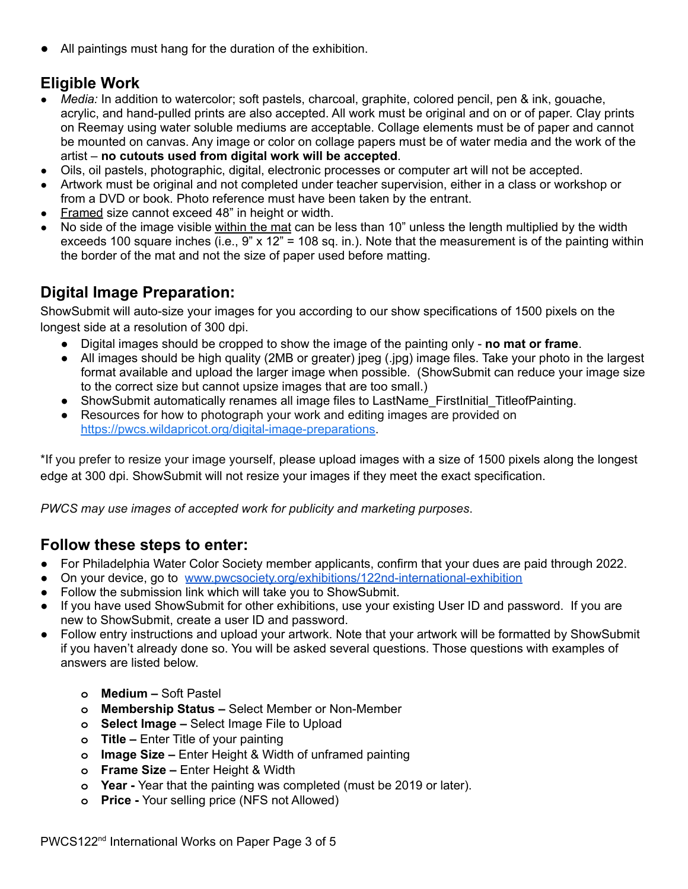- All paintings must hang for the duration of the exhibition.

## Eligible Work

- *Media:* In addition to watercolor; soft pastels, charcoal, graphite, colored pencil, pen & ink, gouache, acrylic, and hand-pulled prints are also accepted. All work must be original and on or of paper. Clay prints on Reemay using water soluble mediums are acceptable. Collage elements must be of paper and cannot be mounted on canvas. Any image or color on collage papers must be of water media and the work of the artist – **no cutouts used from digital work will be accepted**.
- Oils, oil pastels, photographic, digital, electronic processes or computer art will not be accepted.
- Artwork must be original and not completed under teacher supervision, either in a class or workshop or from a DVD or book. Photo reference must have been taken by the entrant.
- Framed size cannot exceed 48" in height or width.
- No side of the image visible within the mat can be less than 10" unless the length multiplied by the width exceeds 100 square inches (i.e., 9" x 12" = 108 sq. in.). Note that the measurement is of the painting within the border of the mat and not the size of paper used before matting.

## Digital Image Preparation:

ShowSubmit will auto-size your images for you according to our show specifications of 1500 pixels on the longest side at a resolution of 300 dpi.

- Digital images should be cropped to show the image of the painting only - **no mat or frame**.
- All images should be high quality (2MB or greater) jpeg (.jpg) image files. Take your photo in the largest format available and upload the larger image when possible. (ShowSubmit can reduce your image size to the correct size but cannot upsize images that are too small.)
- ShowSubmit automatically renames all image files to LastName_FirstInitial_TitleofPainting.
- Resources for how to photograph your work and editing images are provided on https://pwcs.wildapricot.org/digital-image-preparations.

*If you prefer to resize your image yourself, please upload images with a size of 1500 pixels along the longest edge at 300 dpi. ShowSubmit will not resize your images if they meet the exact specification.

*PWCS may use images of accepted work for publicity and marketing purposes.*

## Follow these steps to enter:

- For Philadelphia Water Color Society member applicants, confirm that your dues are paid through 2022.
- On your device, go to www.pwcsociety.org/exhibitions/122nd-international-exhibition
- Follow the submission link which will take you to ShowSubmit.
- If you have used ShowSubmit for other exhibitions, use your existing User ID and password. If you are new to ShowSubmit, create a user ID and password.
- Follow entry instructions and upload your artwork. Note that your artwork will be formatted by ShowSubmit if you haven't already done so. You will be asked several questions. Those questions with examples of answers are listed below.
  - **Medium –** Soft Pastel
  - **Membership Status –** Select Member or Non-Member
  - **Select Image –** Select Image File to Upload
  - **Title –** Enter Title of your painting
  - **Image Size –** Enter Height & Width of unframed painting
  - **Frame Size –** Enter Height & Width
  - **Year -** Year that the painting was completed (must be 2019 or later).
  - **Price -** Your selling price (NFS not Allowed)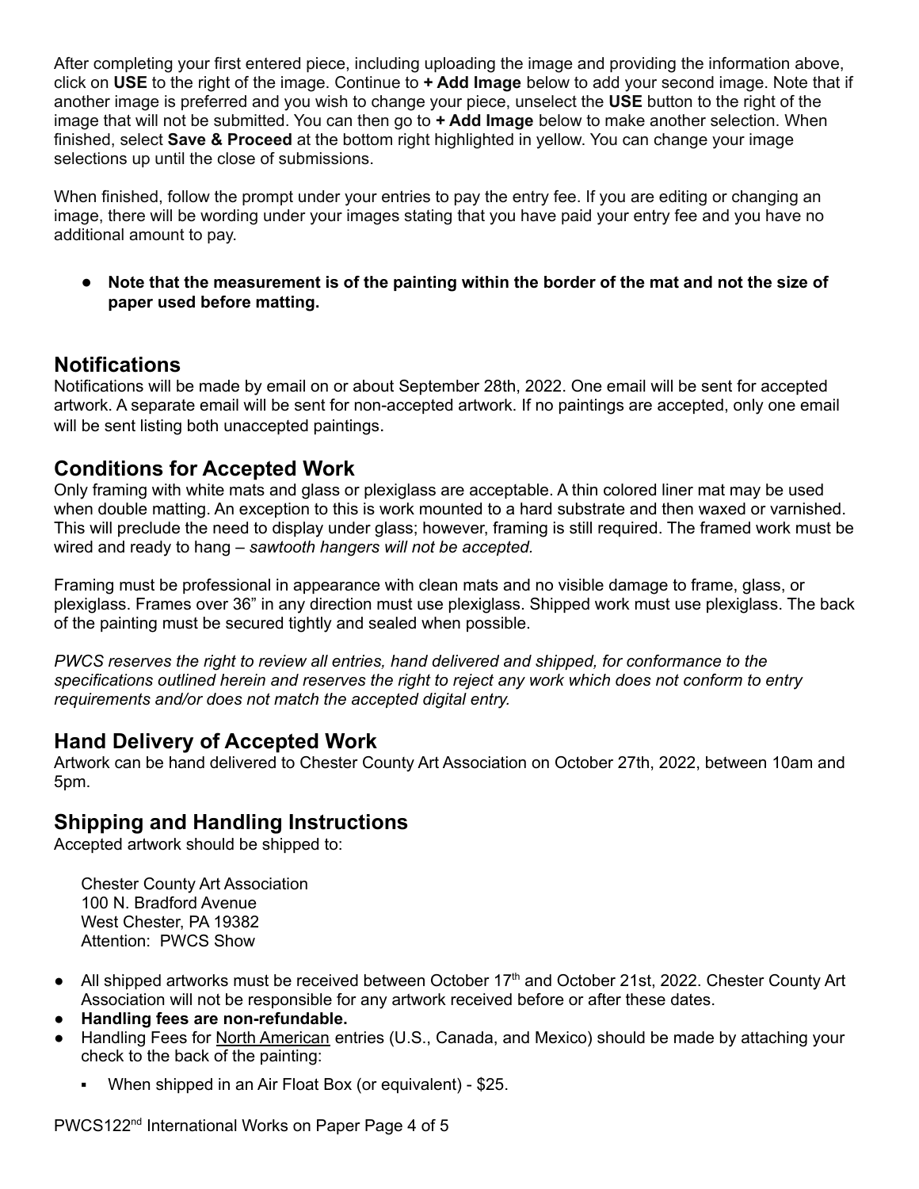After completing your first entered piece, including uploading the image and providing the information above, click on **USE** to the right of the image. Continue to **+ Add Image** below to add your second image. Note that if another image is preferred and you wish to change your piece, unselect the **USE** button to the right of the image that will not be submitted. You can then go to **+ Add Image** below to make another selection. When finished, select **Save & Proceed** at the bottom right highlighted in yellow. You can change your image selections up until the close of submissions.

When finished, follow the prompt under your entries to pay the entry fee. If you are editing or changing an image, there will be wording under your images stating that you have paid your entry fee and you have no additional amount to pay.

- **Note that the measurement is of the painting within the border of the mat and not the size of paper used before matting.**

## Notifications

Notifications will be made by email on or about September 28th, 2022. One email will be sent for accepted artwork. A separate email will be sent for non-accepted artwork. If no paintings are accepted, only one email will be sent listing both unaccepted paintings.

## Conditions for Accepted Work

Only framing with white mats and glass or plexiglass are acceptable. A thin colored liner mat may be used when double matting. An exception to this is work mounted to a hard substrate and then waxed or varnished. This will preclude the need to display under glass; however, framing is still required. The framed work must be wired and ready to hang – *sawtooth hangers will not be accepted.*

Framing must be professional in appearance with clean mats and no visible damage to frame, glass, or plexiglass. Frames over 36" in any direction must use plexiglass. Shipped work must use plexiglass. The back of the painting must be secured tightly and sealed when possible.

*PWCS reserves the right to review all entries, hand delivered and shipped, for conformance to the specifications outlined herein and reserves the right to reject any work which does not conform to entry requirements and/or does not match the accepted digital entry.*

## Hand Delivery of Accepted Work

Artwork can be hand delivered to Chester County Art Association on October 27th, 2022, between 10am and 5pm.

## Shipping and Handling Instructions

Accepted artwork should be shipped to:

Chester County Art Association
100 N. Bradford Avenue
West Chester, PA 19382
Attention: PWCS Show

- All shipped artworks must be received between October 17th and October 21st, 2022. Chester County Art Association will not be responsible for any artwork received before or after these dates.
- **Handling fees are non-refundable.**
- Handling Fees for North American entries (U.S., Canada, and Mexico) should be made by attaching your check to the back of the painting:
  - When shipped in an Air Float Box (or equivalent) - $25.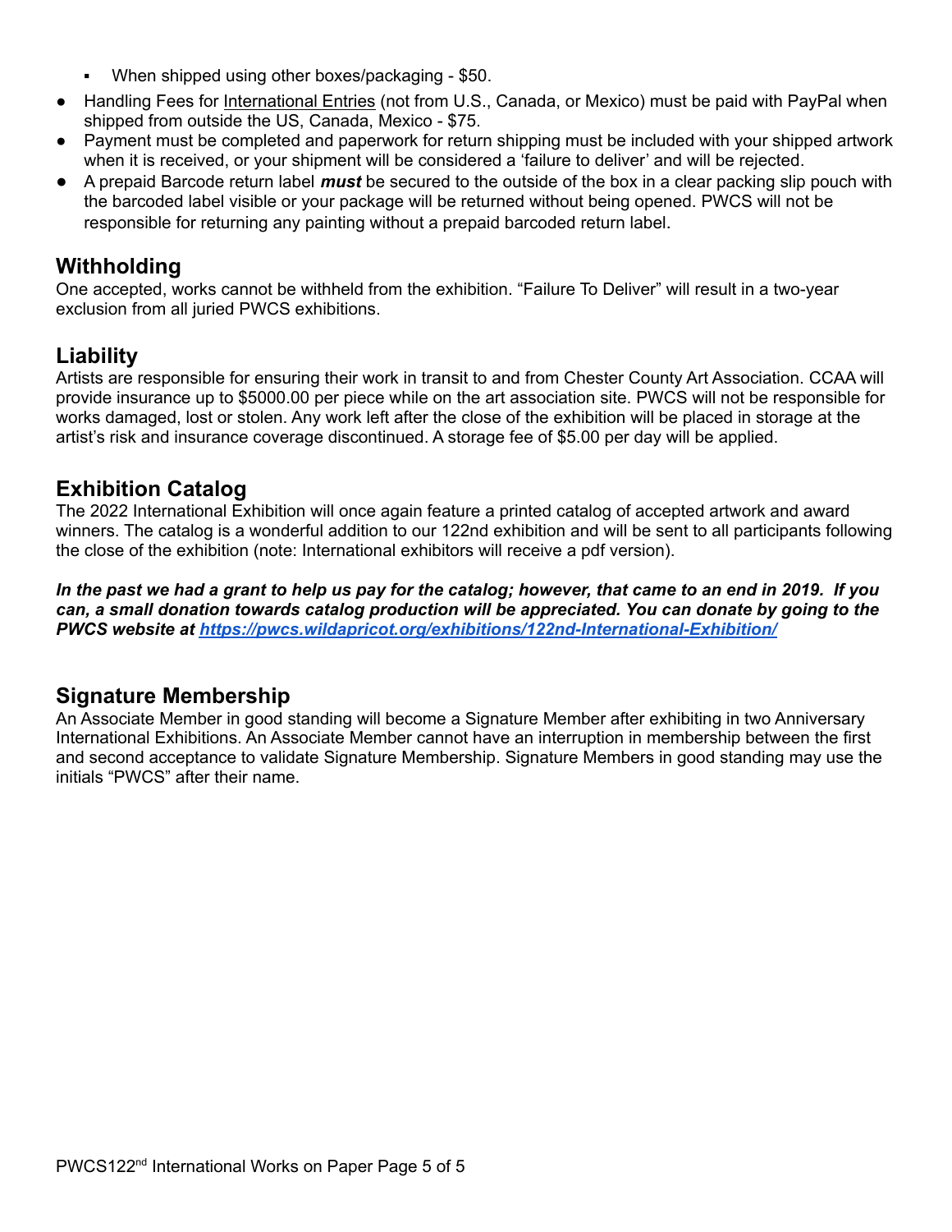- When shipped using other boxes/packaging - $50.
- Handling Fees for International Entries (not from U.S., Canada, or Mexico) must be paid with PayPal when shipped from outside the US, Canada, Mexico - $75.
- Payment must be completed and paperwork for return shipping must be included with your shipped artwork when it is received, or your shipment will be considered a 'failure to deliver' and will be rejected.
- A prepaid Barcode return label ***must*** be secured to the outside of the box in a clear packing slip pouch with the barcoded label visible or your package will be returned without being opened. PWCS will not be responsible for returning any painting without a prepaid barcoded return label.

## Withholding

One accepted, works cannot be withheld from the exhibition. "Failure To Deliver" will result in a two-year exclusion from all juried PWCS exhibitions.

## Liability

Artists are responsible for ensuring their work in transit to and from Chester County Art Association. CCAA will provide insurance up to $5000.00 per piece while on the art association site. PWCS will not be responsible for works damaged, lost or stolen. Any work left after the close of the exhibition will be placed in storage at the artist's risk and insurance coverage discontinued. A storage fee of $5.00 per day will be applied.

## Exhibition Catalog

The 2022 International Exhibition will once again feature a printed catalog of accepted artwork and award winners. The catalog is a wonderful addition to our 122nd exhibition and will be sent to all participants following the close of the exhibition (note: International exhibitors will receive a pdf version).

***In the past we had a grant to help us pay for the catalog; however, that came to an end in 2019. If you can, a small donation towards catalog production will be appreciated. You can donate by going to the PWCS website at https://pwcs.wildapricot.org/exhibitions/122nd-International-Exhibition/***

## Signature Membership

An Associate Member in good standing will become a Signature Member after exhibiting in two Anniversary International Exhibitions. An Associate Member cannot have an interruption in membership between the first and second acceptance to validate Signature Membership. Signature Members in good standing may use the initials "PWCS" after their name.